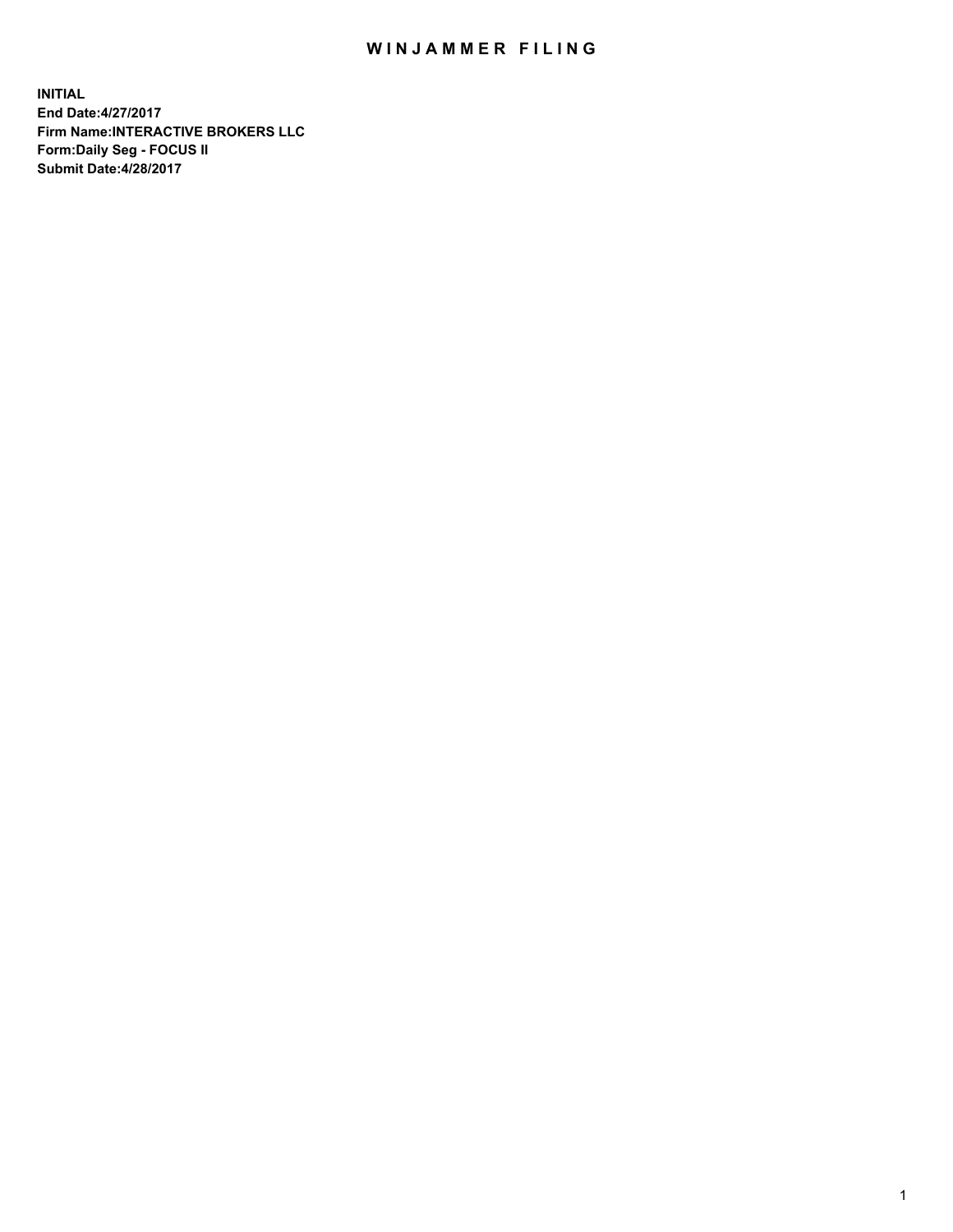# WINJAMMER FILING

**INITIAL**
**End Date:4/27/2017**
**Firm Name:INTERACTIVE BROKERS LLC**
**Form:Daily Seg - FOCUS II**
**Submit Date:4/28/2017**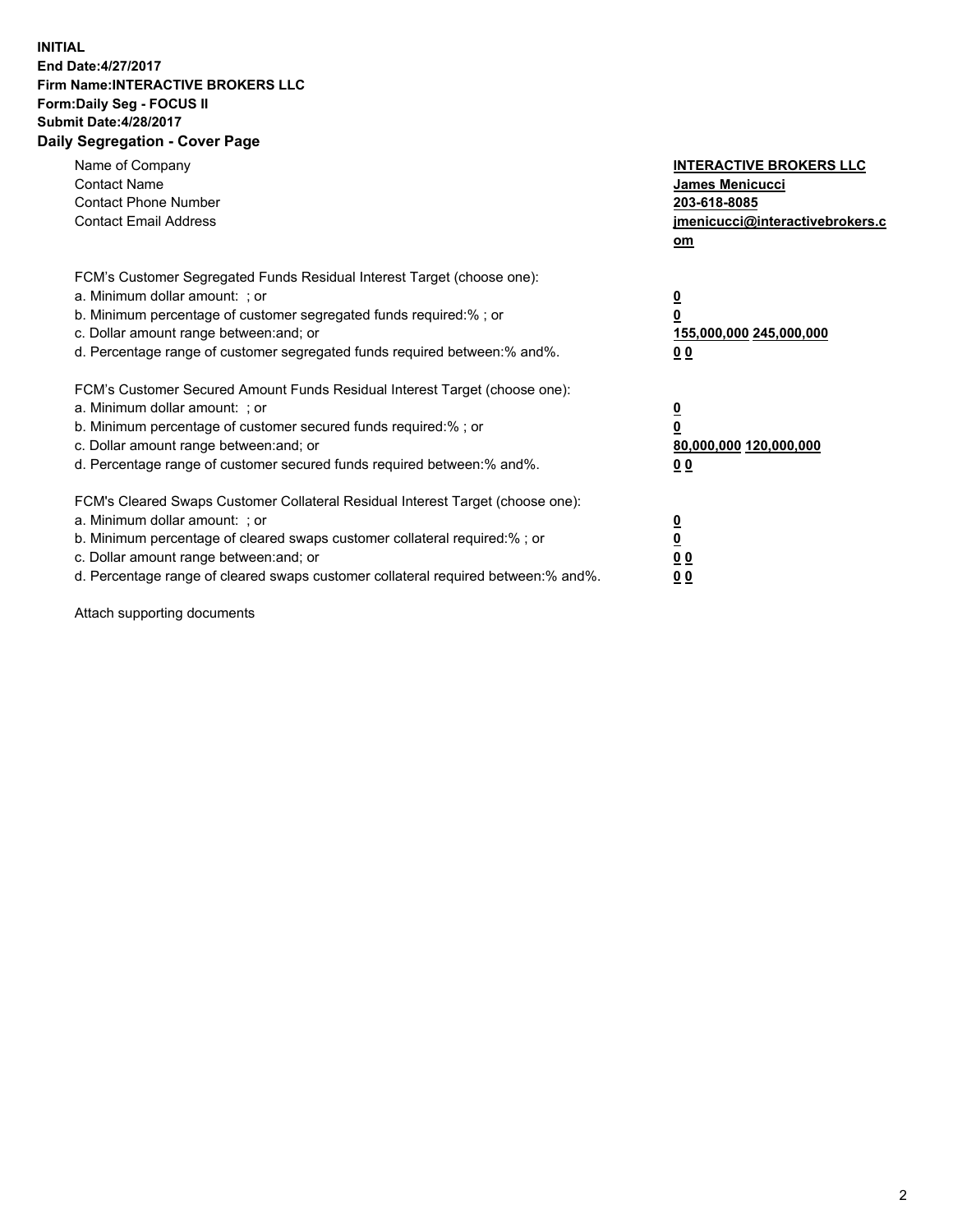**INITIAL**
**End Date:4/27/2017**
**Firm Name:INTERACTIVE BROKERS LLC**
**Form:Daily Seg - FOCUS II**
**Submit Date:4/28/2017**
**Daily Segregation - Cover Page**

| | |
|---|---|
| Name of Company | **INTERACTIVE BROKERS LLC** |
| Contact Name | **James Menicucci** |
| Contact Phone Number | **203-618-8085** |
| Contact Email Address | **jmenicucci@interactivebrokers.com** |

FCM's Customer Segregated Funds Residual Interest Target (choose one):

| | |
|---|---|
| a. Minimum dollar amount: ; or | **0** |
| b. Minimum percentage of customer segregated funds required:% ; or | **0** |
| c. Dollar amount range between:and; or | **155,000,000 245,000,000** |
| d. Percentage range of customer segregated funds required between:% and%. | **0 0** |

FCM's Customer Secured Amount Funds Residual Interest Target (choose one):

| | |
|---|---|
| a. Minimum dollar amount: ; or | **0** |
| b. Minimum percentage of customer secured funds required:% ; or | **0** |
| c. Dollar amount range between:and; or | **80,000,000 120,000,000** |
| d. Percentage range of customer secured funds required between:% and%. | **0 0** |

FCM's Cleared Swaps Customer Collateral Residual Interest Target (choose one):

| | |
|---|---|
| a. Minimum dollar amount: ; or | **0** |
| b. Minimum percentage of cleared swaps customer collateral required:% ; or | **0** |
| c. Dollar amount range between:and; or | **0 0** |
| d. Percentage range of cleared swaps customer collateral required between:% and%. | **0 0** |

Attach supporting documents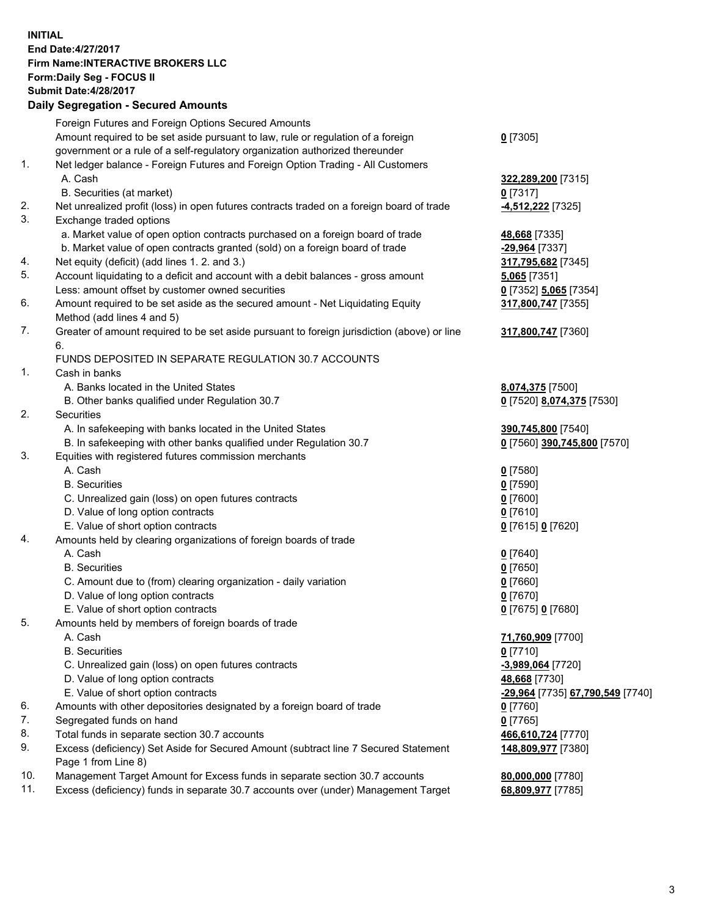**INITIAL**
**End Date:4/27/2017**
**Firm Name:INTERACTIVE BROKERS LLC**
**Form:Daily Seg - FOCUS II**
**Submit Date:4/28/2017**

**Daily Segregation - Secured Amounts**

| | | |
|---|---|---|
| | Foreign Futures and Foreign Options Secured Amounts | |
| | Amount required to be set aside pursuant to law, rule or regulation of a foreign government or a rule of a self-regulatory organization authorized thereunder | **0** [7305] |
| 1. | Net ledger balance - Foreign Futures and Foreign Option Trading - All Customers | |
| | A. Cash | **322,289,200** [7315] |
| | B. Securities (at market) | **0** [7317] |
| 2. | Net unrealized profit (loss) in open futures contracts traded on a foreign board of trade | **-4,512,222** [7325] |
| 3. | Exchange traded options | |
| | a. Market value of open option contracts purchased on a foreign board of trade | **48,668** [7335] |
| | b. Market value of open contracts granted (sold) on a foreign board of trade | **-29,964** [7337] |
| 4. | Net equity (deficit) (add lines 1. 2. and 3.) | **317,795,682** [7345] |
| 5. | Account liquidating to a deficit and account with a debit balances - gross amount | **5,065** [7351] |
| | Less: amount offset by customer owned securities | **0** [7352] **5,065** [7354] |
| 6. | Amount required to be set aside as the secured amount - Net Liquidating Equity Method (add lines 4 and 5) | **317,800,747** [7355] |
| 7. | Greater of amount required to be set aside pursuant to foreign jurisdiction (above) or line 6. | **317,800,747** [7360] |
| | FUNDS DEPOSITED IN SEPARATE REGULATION 30.7 ACCOUNTS | |
| 1. | Cash in banks | |
| | A. Banks located in the United States | **8,074,375** [7500] |
| | B. Other banks qualified under Regulation 30.7 | **0** [7520] **8,074,375** [7530] |
| 2. | Securities | |
| | A. In safekeeping with banks located in the United States | **390,745,800** [7540] |
| | B. In safekeeping with other banks qualified under Regulation 30.7 | **0** [7560] **390,745,800** [7570] |
| 3. | Equities with registered futures commission merchants | |
| | A. Cash | **0** [7580] |
| | B. Securities | **0** [7590] |
| | C. Unrealized gain (loss) on open futures contracts | **0** [7600] |
| | D. Value of long option contracts | **0** [7610] |
| | E. Value of short option contracts | **0** [7615] **0** [7620] |
| 4. | Amounts held by clearing organizations of foreign boards of trade | |
| | A. Cash | **0** [7640] |
| | B. Securities | **0** [7650] |
| | C. Amount due to (from) clearing organization - daily variation | **0** [7660] |
| | D. Value of long option contracts | **0** [7670] |
| | E. Value of short option contracts | **0** [7675] **0** [7680] |
| 5. | Amounts held by members of foreign boards of trade | |
| | A. Cash | **71,760,909** [7700] |
| | B. Securities | **0** [7710] |
| | C. Unrealized gain (loss) on open futures contracts | **-3,989,064** [7720] |
| | D. Value of long option contracts | **48,668** [7730] |
| | E. Value of short option contracts | **-29,964** [7735] **67,790,549** [7740] |
| 6. | Amounts with other depositories designated by a foreign board of trade | **0** [7760] |
| 7. | Segregated funds on hand | **0** [7765] |
| 8. | Total funds in separate section 30.7 accounts | **466,610,724** [7770] |
| 9. | Excess (deficiency) Set Aside for Secured Amount (subtract line 7 Secured Statement Page 1 from Line 8) | **148,809,977** [7380] |
| 10. | Management Target Amount for Excess funds in separate section 30.7 accounts | **80,000,000** [7780] |
| 11. | Excess (deficiency) funds in separate 30.7 accounts over (under) Management Target | **68,809,977** [7785] |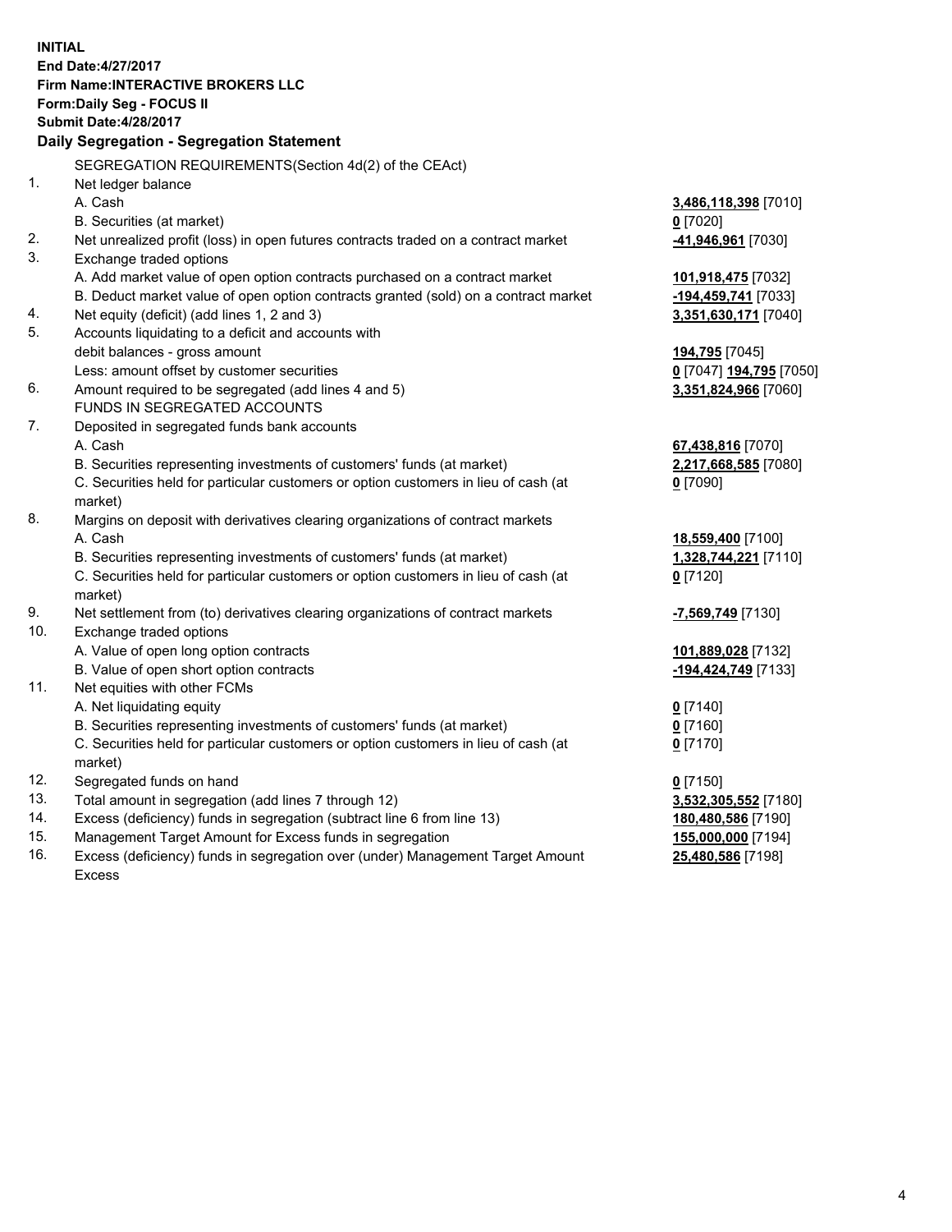**INITIAL**
**End Date:4/27/2017**
**Firm Name:INTERACTIVE BROKERS LLC**
**Form:Daily Seg - FOCUS II**
**Submit Date:4/28/2017**

**Daily Segregation - Segregation Statement**

| | | |
|---|---|---|
| | SEGREGATION REQUIREMENTS(Section 4d(2) of the CEAct) | |
| 1. | Net ledger balance | |
| | A. Cash | **3,486,118,398** [7010] |
| | B. Securities (at market) | **0** [7020] |
| 2. | Net unrealized profit (loss) in open futures contracts traded on a contract market | **-41,946,961** [7030] |
| 3. | Exchange traded options | |
| | A. Add market value of open option contracts purchased on a contract market | **101,918,475** [7032] |
| | B. Deduct market value of open option contracts granted (sold) on a contract market | **-194,459,741** [7033] |
| 4. | Net equity (deficit) (add lines 1, 2 and 3) | **3,351,630,171** [7040] |
| 5. | Accounts liquidating to a deficit and accounts with | |
| | debit balances - gross amount | **194,795** [7045] |
| | Less: amount offset by customer securities | **0** [7047] **194,795** [7050] |
| 6. | Amount required to be segregated (add lines 4 and 5) | **3,351,824,966** [7060] |
| | FUNDS IN SEGREGATED ACCOUNTS | |
| 7. | Deposited in segregated funds bank accounts | |
| | A. Cash | **67,438,816** [7070] |
| | B. Securities representing investments of customers' funds (at market) | **2,217,668,585** [7080] |
| | C. Securities held for particular customers or option customers in lieu of cash (at market) | **0** [7090] |
| 8. | Margins on deposit with derivatives clearing organizations of contract markets | |
| | A. Cash | **18,559,400** [7100] |
| | B. Securities representing investments of customers' funds (at market) | **1,328,744,221** [7110] |
| | C. Securities held for particular customers or option customers in lieu of cash (at market) | **0** [7120] |
| 9. | Net settlement from (to) derivatives clearing organizations of contract markets | **-7,569,749** [7130] |
| 10. | Exchange traded options | |
| | A. Value of open long option contracts | **101,889,028** [7132] |
| | B. Value of open short option contracts | **-194,424,749** [7133] |
| 11. | Net equities with other FCMs | |
| | A. Net liquidating equity | **0** [7140] |
| | B. Securities representing investments of customers' funds (at market) | **0** [7160] |
| | C. Securities held for particular customers or option customers in lieu of cash (at market) | **0** [7170] |
| 12. | Segregated funds on hand | **0** [7150] |
| 13. | Total amount in segregation (add lines 7 through 12) | **3,532,305,552** [7180] |
| 14. | Excess (deficiency) funds in segregation (subtract line 6 from line 13) | **180,480,586** [7190] |
| 15. | Management Target Amount for Excess funds in segregation | **155,000,000** [7194] |
| 16. | Excess (deficiency) funds in segregation over (under) Management Target Amount Excess | **25,480,586** [7198] |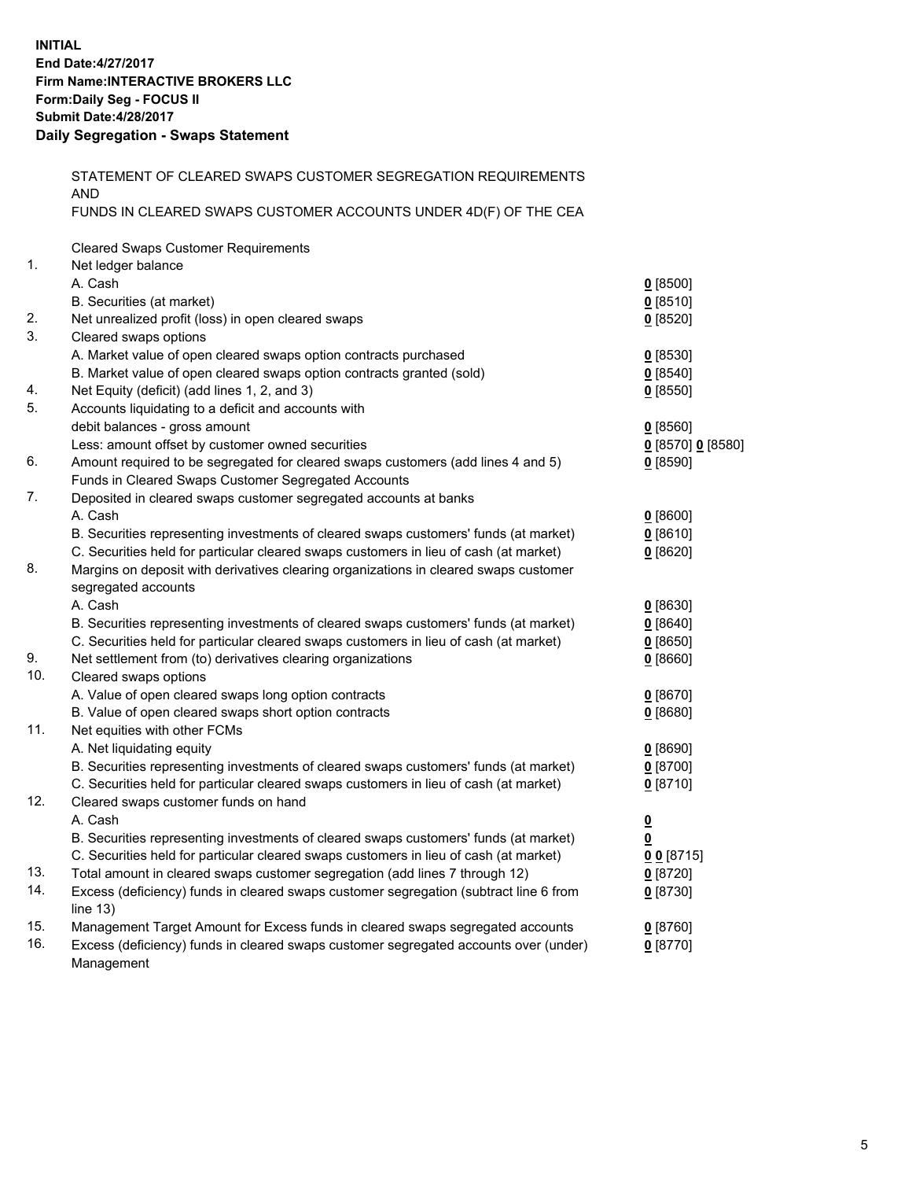**INITIAL**
**End Date:4/27/2017**
**Firm Name:INTERACTIVE BROKERS LLC**
**Form:Daily Seg - FOCUS II**
**Submit Date:4/28/2017**
**Daily Segregation - Swaps Statement**

STATEMENT OF CLEARED SWAPS CUSTOMER SEGREGATION REQUIREMENTS AND FUNDS IN CLEARED SWAPS CUSTOMER ACCOUNTS UNDER 4D(F) OF THE CEA

| | | |
|---|---|---|
| | Cleared Swaps Customer Requirements | |
| 1. | Net ledger balance | |
| | A. Cash | 0 [8500] |
| | B. Securities (at market) | 0 [8510] |
| 2. | Net unrealized profit (loss) in open cleared swaps | 0 [8520] |
| 3. | Cleared swaps options | |
| | A. Market value of open cleared swaps option contracts purchased | 0 [8530] |
| | B. Market value of open cleared swaps option contracts granted (sold) | 0 [8540] |
| 4. | Net Equity (deficit) (add lines 1, 2, and 3) | 0 [8550] |
| 5. | Accounts liquidating to a deficit and accounts with debit balances - gross amount | 0 [8560] |
| | Less: amount offset by customer owned securities | 0 [8570] 0 [8580] |
| 6. | Amount required to be segregated for cleared swaps customers (add lines 4 and 5) | 0 [8590] |
| | Funds in Cleared Swaps Customer Segregated Accounts | |
| 7. | Deposited in cleared swaps customer segregated accounts at banks | |
| | A. Cash | 0 [8600] |
| | B. Securities representing investments of cleared swaps customers' funds (at market) | 0 [8610] |
| | C. Securities held for particular cleared swaps customers in lieu of cash (at market) | 0 [8620] |
| 8. | Margins on deposit with derivatives clearing organizations in cleared swaps customer segregated accounts | |
| | A. Cash | 0 [8630] |
| | B. Securities representing investments of cleared swaps customers' funds (at market) | 0 [8640] |
| | C. Securities held for particular cleared swaps customers in lieu of cash (at market) | 0 [8650] |
| 9. | Net settlement from (to) derivatives clearing organizations | 0 [8660] |
| 10. | Cleared swaps options | |
| | A. Value of open cleared swaps long option contracts | 0 [8670] |
| | B. Value of open cleared swaps short option contracts | 0 [8680] |
| 11. | Net equities with other FCMs | |
| | A. Net liquidating equity | 0 [8690] |
| | B. Securities representing investments of cleared swaps customers' funds (at market) | 0 [8700] |
| | C. Securities held for particular cleared swaps customers in lieu of cash (at market) | 0 [8710] |
| 12. | Cleared swaps customer funds on hand | |
| | A. Cash | 0 |
| | B. Securities representing investments of cleared swaps customers' funds (at market) | 0 |
| | C. Securities held for particular cleared swaps customers in lieu of cash (at market) | 0 0 [8715] |
| 13. | Total amount in cleared swaps customer segregation (add lines 7 through 12) | 0 [8720] |
| 14. | Excess (deficiency) funds in cleared swaps customer segregation (subtract line 6 from line 13) | 0 [8730] |
| 15. | Management Target Amount for Excess funds in cleared swaps segregated accounts | 0 [8760] |
| 16. | Excess (deficiency) funds in cleared swaps customer segregated accounts over (under) Management | 0 [8770] |